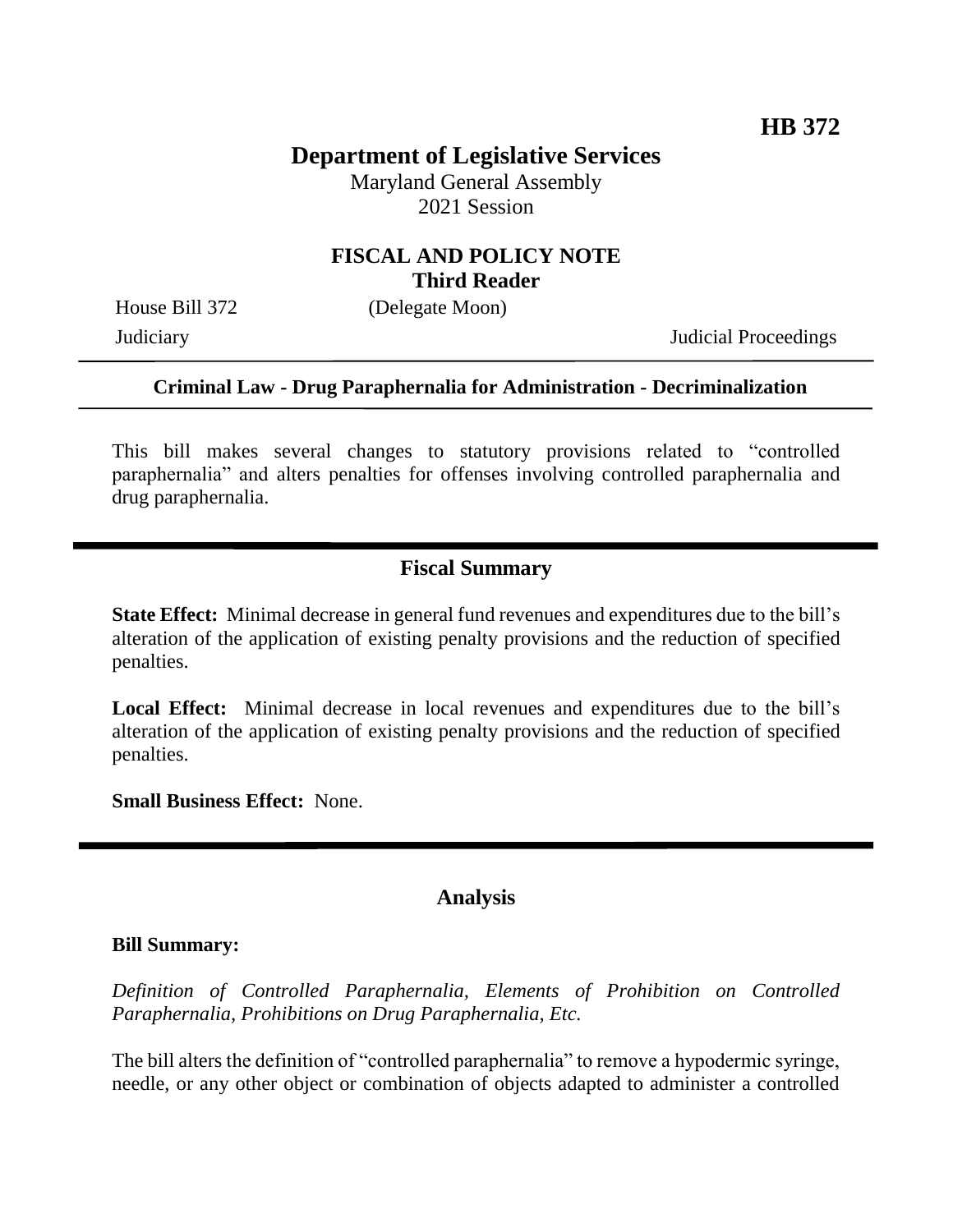**HB 372**

# Department of Legislative Services

Maryland General Assembly
2021 Session

## FISCAL AND POLICY NOTE
## Third Reader

House Bill 372 (Delegate Moon)

Judiciary Judicial Proceedings

**Criminal Law - Drug Paraphernalia for Administration - Decriminalization**

This bill makes several changes to statutory provisions related to "controlled paraphernalia" and alters penalties for offenses involving controlled paraphernalia and drug paraphernalia.

## Fiscal Summary

**State Effect:** Minimal decrease in general fund revenues and expenditures due to the bill's alteration of the application of existing penalty provisions and the reduction of specified penalties.

**Local Effect:** Minimal decrease in local revenues and expenditures due to the bill's alteration of the application of existing penalty provisions and the reduction of specified penalties.

**Small Business Effect:** None.

## Analysis

**Bill Summary:**

*Definition of Controlled Paraphernalia, Elements of Prohibition on Controlled Paraphernalia, Prohibitions on Drug Paraphernalia, Etc.*

The bill alters the definition of "controlled paraphernalia" to remove a hypodermic syringe, needle, or any other object or combination of objects adapted to administer a controlled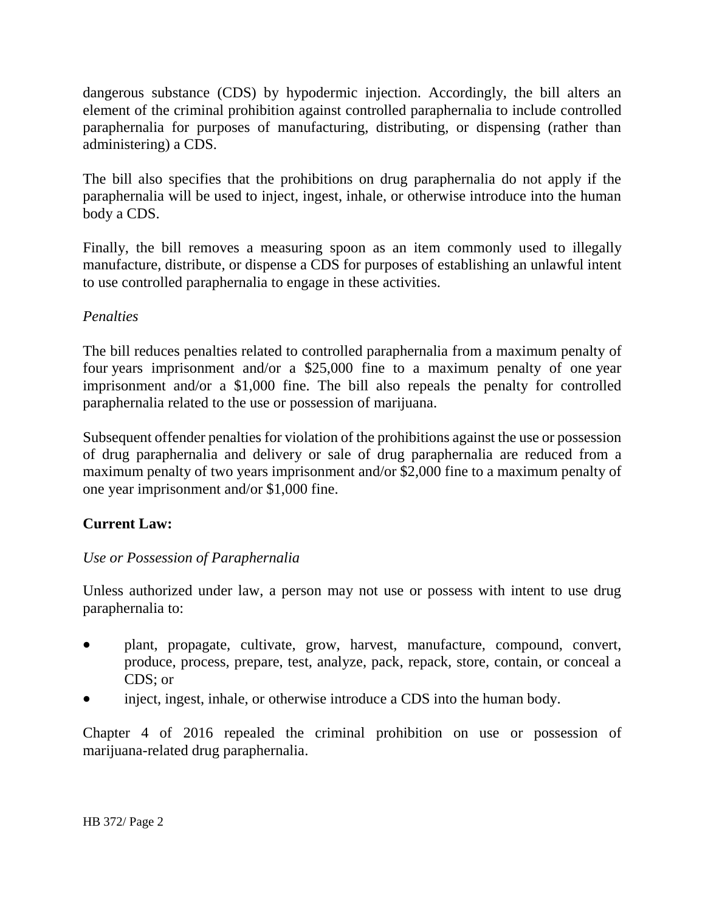dangerous substance (CDS) by hypodermic injection. Accordingly, the bill alters an element of the criminal prohibition against controlled paraphernalia to include controlled paraphernalia for purposes of manufacturing, distributing, or dispensing (rather than administering) a CDS.

The bill also specifies that the prohibitions on drug paraphernalia do not apply if the paraphernalia will be used to inject, ingest, inhale, or otherwise introduce into the human body a CDS.

Finally, the bill removes a measuring spoon as an item commonly used to illegally manufacture, distribute, or dispense a CDS for purposes of establishing an unlawful intent to use controlled paraphernalia to engage in these activities.

*Penalties*

The bill reduces penalties related to controlled paraphernalia from a maximum penalty of four years imprisonment and/or a $25,000 fine to a maximum penalty of one year imprisonment and/or a $1,000 fine. The bill also repeals the penalty for controlled paraphernalia related to the use or possession of marijuana.

Subsequent offender penalties for violation of the prohibitions against the use or possession of drug paraphernalia and delivery or sale of drug paraphernalia are reduced from a maximum penalty of two years imprisonment and/or $2,000 fine to a maximum penalty of one year imprisonment and/or $1,000 fine.

**Current Law:**

*Use or Possession of Paraphernalia*

Unless authorized under law, a person may not use or possess with intent to use drug paraphernalia to:

- plant, propagate, cultivate, grow, harvest, manufacture, compound, convert, produce, process, prepare, test, analyze, pack, repack, store, contain, or conceal a CDS; or
- inject, ingest, inhale, or otherwise introduce a CDS into the human body.

Chapter 4 of 2016 repealed the criminal prohibition on use or possession of marijuana-related drug paraphernalia.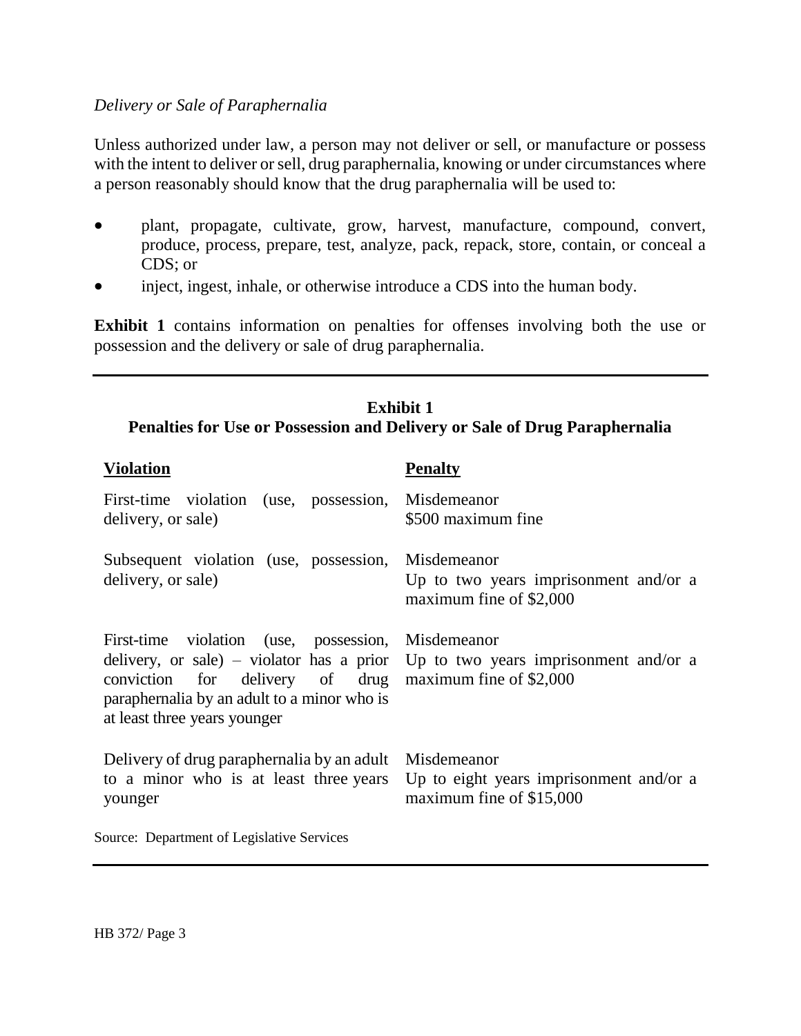*Delivery or Sale of Paraphernalia*

Unless authorized under law, a person may not deliver or sell, or manufacture or possess with the intent to deliver or sell, drug paraphernalia, knowing or under circumstances where a person reasonably should know that the drug paraphernalia will be used to:

- plant, propagate, cultivate, grow, harvest, manufacture, compound, convert, produce, process, prepare, test, analyze, pack, repack, store, contain, or conceal a CDS; or
- inject, ingest, inhale, or otherwise introduce a CDS into the human body.

**Exhibit 1** contains information on penalties for offenses involving both the use or possession and the delivery or sale of drug paraphernalia.

**Exhibit 1**
**Penalties for Use or Possession and Delivery or Sale of Drug Paraphernalia**

| Violation | Penalty |
|---|---|
| First-time violation (use, possession, delivery, or sale) | Misdemeanor<br>$500 maximum fine |
| Subsequent violation (use, possession, delivery, or sale) | Misdemeanor<br>Up to two years imprisonment and/or a maximum fine of $2,000 |
| First-time violation (use, possession, delivery, or sale) – violator has a prior conviction for delivery of drug paraphernalia by an adult to a minor who is at least three years younger | Misdemeanor<br>Up to two years imprisonment and/or a maximum fine of $2,000 |
| Delivery of drug paraphernalia by an adult to a minor who is at least three years younger | Misdemeanor<br>Up to eight years imprisonment and/or a maximum fine of $15,000 |

Source: Department of Legislative Services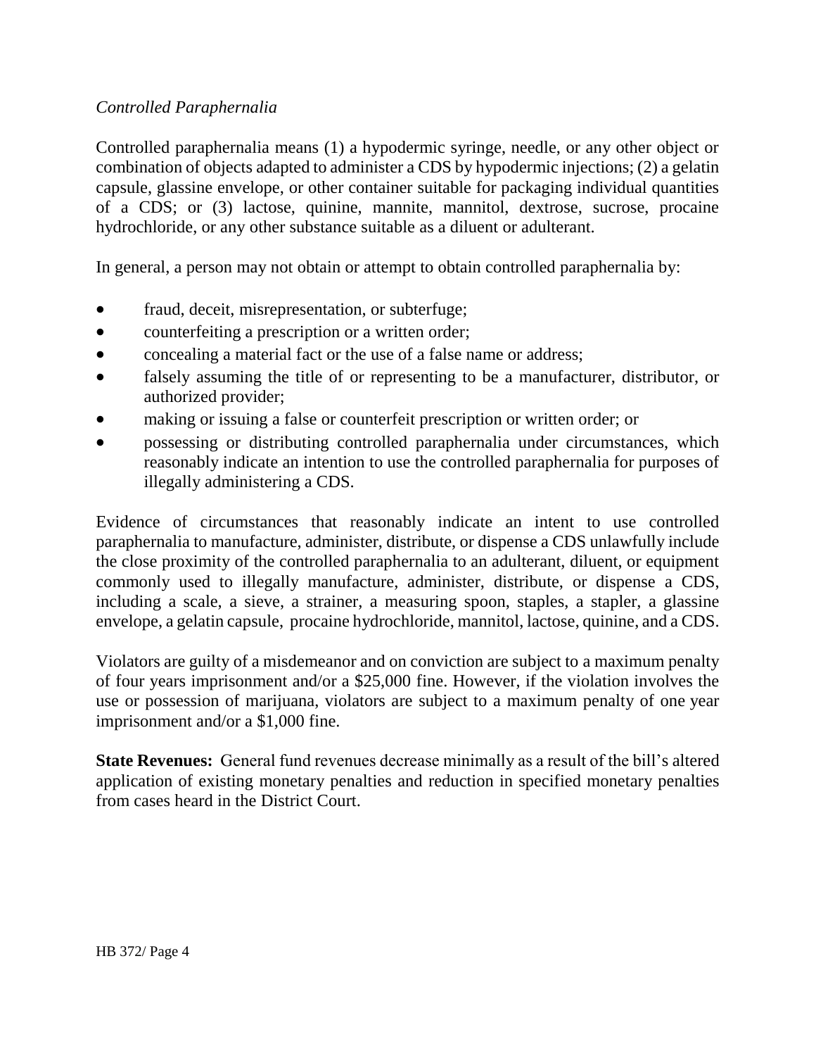*Controlled Paraphernalia*

Controlled paraphernalia means (1) a hypodermic syringe, needle, or any other object or combination of objects adapted to administer a CDS by hypodermic injections; (2) a gelatin capsule, glassine envelope, or other container suitable for packaging individual quantities of a CDS; or (3) lactose, quinine, mannite, mannitol, dextrose, sucrose, procaine hydrochloride, or any other substance suitable as a diluent or adulterant.

In general, a person may not obtain or attempt to obtain controlled paraphernalia by:

- fraud, deceit, misrepresentation, or subterfuge;
- counterfeiting a prescription or a written order;
- concealing a material fact or the use of a false name or address;
- falsely assuming the title of or representing to be a manufacturer, distributor, or authorized provider;
- making or issuing a false or counterfeit prescription or written order; or
- possessing or distributing controlled paraphernalia under circumstances, which reasonably indicate an intention to use the controlled paraphernalia for purposes of illegally administering a CDS.

Evidence of circumstances that reasonably indicate an intent to use controlled paraphernalia to manufacture, administer, distribute, or dispense a CDS unlawfully include the close proximity of the controlled paraphernalia to an adulterant, diluent, or equipment commonly used to illegally manufacture, administer, distribute, or dispense a CDS, including a scale, a sieve, a strainer, a measuring spoon, staples, a stapler, a glassine envelope, a gelatin capsule, procaine hydrochloride, mannitol, lactose, quinine, and a CDS.

Violators are guilty of a misdemeanor and on conviction are subject to a maximum penalty of four years imprisonment and/or a $25,000 fine. However, if the violation involves the use or possession of marijuana, violators are subject to a maximum penalty of one year imprisonment and/or a $1,000 fine.

**State Revenues:** General fund revenues decrease minimally as a result of the bill's altered application of existing monetary penalties and reduction in specified monetary penalties from cases heard in the District Court.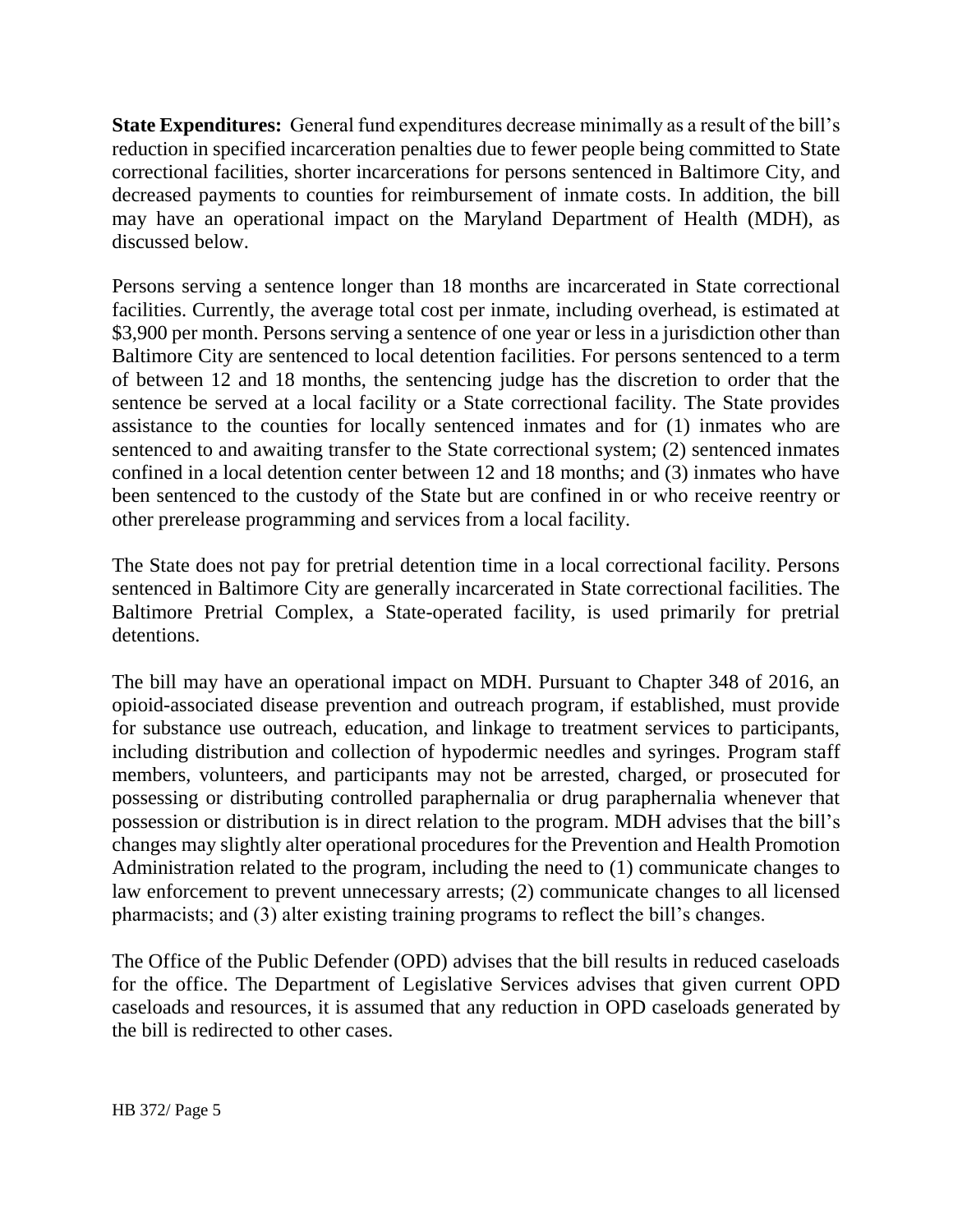**State Expenditures:** General fund expenditures decrease minimally as a result of the bill's reduction in specified incarceration penalties due to fewer people being committed to State correctional facilities, shorter incarcerations for persons sentenced in Baltimore City, and decreased payments to counties for reimbursement of inmate costs. In addition, the bill may have an operational impact on the Maryland Department of Health (MDH), as discussed below.

Persons serving a sentence longer than 18 months are incarcerated in State correctional facilities. Currently, the average total cost per inmate, including overhead, is estimated at $3,900 per month. Persons serving a sentence of one year or less in a jurisdiction other than Baltimore City are sentenced to local detention facilities. For persons sentenced to a term of between 12 and 18 months, the sentencing judge has the discretion to order that the sentence be served at a local facility or a State correctional facility. The State provides assistance to the counties for locally sentenced inmates and for (1) inmates who are sentenced to and awaiting transfer to the State correctional system; (2) sentenced inmates confined in a local detention center between 12 and 18 months; and (3) inmates who have been sentenced to the custody of the State but are confined in or who receive reentry or other prerelease programming and services from a local facility.

The State does not pay for pretrial detention time in a local correctional facility. Persons sentenced in Baltimore City are generally incarcerated in State correctional facilities. The Baltimore Pretrial Complex, a State-operated facility, is used primarily for pretrial detentions.

The bill may have an operational impact on MDH. Pursuant to Chapter 348 of 2016, an opioid-associated disease prevention and outreach program, if established, must provide for substance use outreach, education, and linkage to treatment services to participants, including distribution and collection of hypodermic needles and syringes. Program staff members, volunteers, and participants may not be arrested, charged, or prosecuted for possessing or distributing controlled paraphernalia or drug paraphernalia whenever that possession or distribution is in direct relation to the program. MDH advises that the bill's changes may slightly alter operational procedures for the Prevention and Health Promotion Administration related to the program, including the need to (1) communicate changes to law enforcement to prevent unnecessary arrests; (2) communicate changes to all licensed pharmacists; and (3) alter existing training programs to reflect the bill's changes.

The Office of the Public Defender (OPD) advises that the bill results in reduced caseloads for the office. The Department of Legislative Services advises that given current OPD caseloads and resources, it is assumed that any reduction in OPD caseloads generated by the bill is redirected to other cases.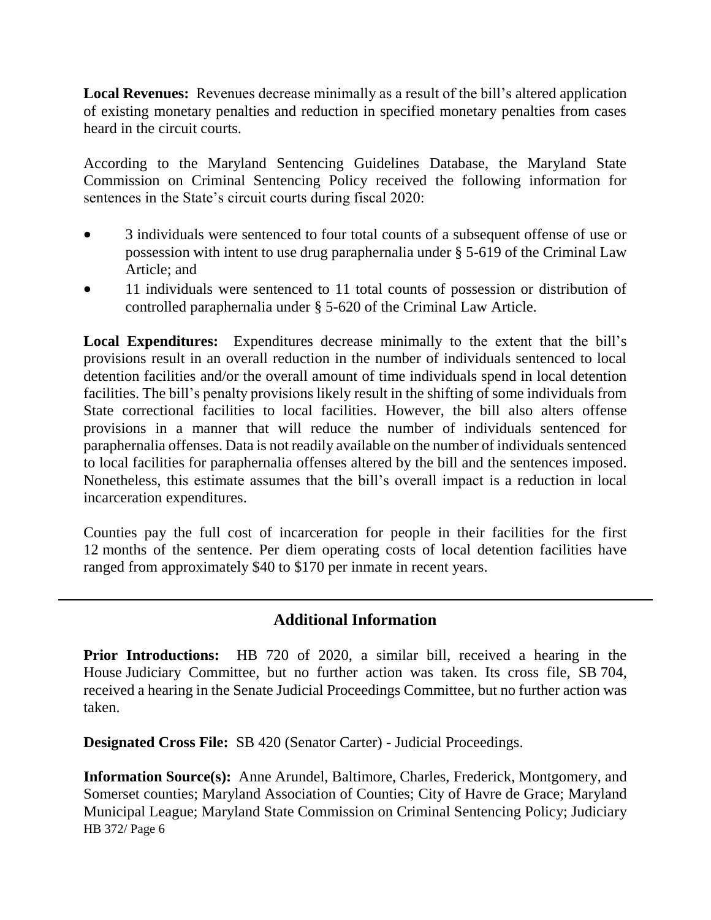**Local Revenues:** Revenues decrease minimally as a result of the bill's altered application of existing monetary penalties and reduction in specified monetary penalties from cases heard in the circuit courts.

According to the Maryland Sentencing Guidelines Database, the Maryland State Commission on Criminal Sentencing Policy received the following information for sentences in the State's circuit courts during fiscal 2020:

- 3 individuals were sentenced to four total counts of a subsequent offense of use or possession with intent to use drug paraphernalia under § 5-619 of the Criminal Law Article; and
- 11 individuals were sentenced to 11 total counts of possession or distribution of controlled paraphernalia under § 5-620 of the Criminal Law Article.

**Local Expenditures:** Expenditures decrease minimally to the extent that the bill's provisions result in an overall reduction in the number of individuals sentenced to local detention facilities and/or the overall amount of time individuals spend in local detention facilities. The bill's penalty provisions likely result in the shifting of some individuals from State correctional facilities to local facilities. However, the bill also alters offense provisions in a manner that will reduce the number of individuals sentenced for paraphernalia offenses. Data is not readily available on the number of individuals sentenced to local facilities for paraphernalia offenses altered by the bill and the sentences imposed. Nonetheless, this estimate assumes that the bill's overall impact is a reduction in local incarceration expenditures.

Counties pay the full cost of incarceration for people in their facilities for the first 12 months of the sentence. Per diem operating costs of local detention facilities have ranged from approximately $40 to $170 per inmate in recent years.

---

## Additional Information

**Prior Introductions:** HB 720 of 2020, a similar bill, received a hearing in the House Judiciary Committee, but no further action was taken. Its cross file, SB 704, received a hearing in the Senate Judicial Proceedings Committee, but no further action was taken.

**Designated Cross File:** SB 420 (Senator Carter) - Judicial Proceedings.

**Information Source(s):** Anne Arundel, Baltimore, Charles, Frederick, Montgomery, and Somerset counties; Maryland Association of Counties; City of Havre de Grace; Maryland Municipal League; Maryland State Commission on Criminal Sentencing Policy; Judiciary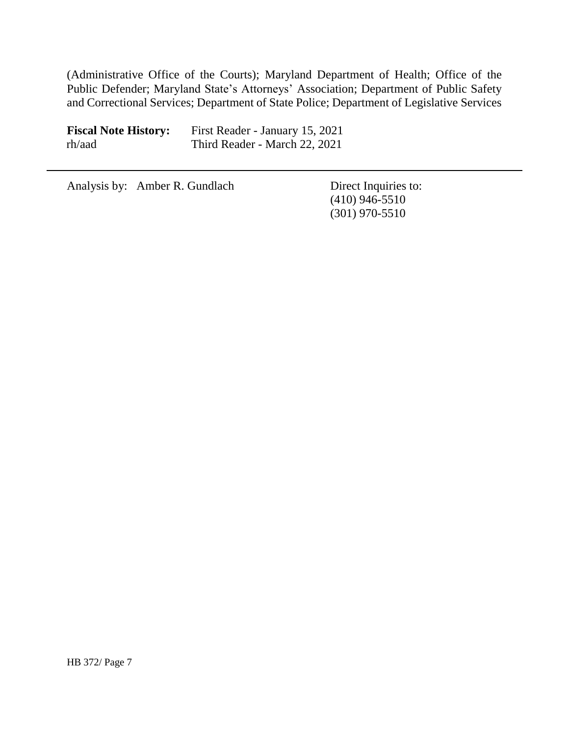(Administrative Office of the Courts); Maryland Department of Health; Office of the Public Defender; Maryland State's Attorneys' Association; Department of Public Safety and Correctional Services; Department of State Police; Department of Legislative Services

**Fiscal Note History:** First Reader - January 15, 2021
rh/aad Third Reader - March 22, 2021

---

Analysis by: Amber R. Gundlach

Direct Inquiries to:
(410) 946-5510
(301) 970-5510